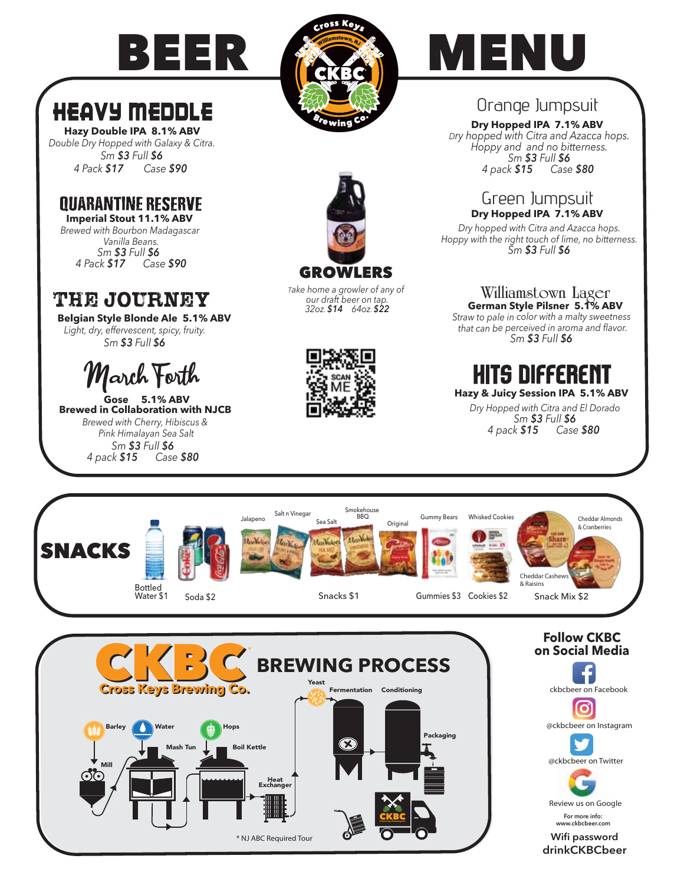# BEER MENU

Cross Keys Brewing Co. — Williamstown, NJ — CKBC

## HEAVY MEDDLE

**Hazy Double IPA 8.1% ABV**

*Double Dry Hopped with Galaxy & Citra.*

*Sm **$3** Full **$6***

*4 Pack **$17** Case **$90***

## QUARANTINE RESERVE

**Imperial Stout 11.1% ABV**

*Brewed with Bourbon Madagascar Vanilla Beans.*

*Sm **$3** Full **$6***

*4 Pack **$17** Case **$90***

## THE JOURNEY

**Belgian Style Blonde Ale 5.1% ABV**

*Light, dry, effervescent, spicy, fruity.*

*Sm **$3** Full **$6***

## March Forth

**Gose 5.1% ABV**

**Brewed in Collaboration with NJCB**

*Brewed with Cherry, Hibiscus & Pink Himalayan Sea Salt*

*Sm **$3** Full **$6***

*4 pack **$15** Case **$80***

## GROWLERS

*Take home a growler of any of our draft beer on tap.*

*32oz. **$14** 64oz. **$22***

SCAN ME

## Orange Jumpsuit

**Dry Hopped IPA 7.1% ABV**

*Dry hopped with Citra and Azacca hops. Hoppy and and no bitterness.*

*Sm **$3** Full **$6***

*4 pack **$15** Case **$80***

## Green Jumpsuit

**Dry Hopped IPA 7.1% ABV**

*Dry hopped with Citra and Azacca hops. Hoppy with the right touch of lime, no bitterness.*

*Sm **$3** Full **$6***

## Williamstown Lager

**German Style Pilsner 5.1% ABV**

*Straw to pale in color with a malty sweetness that can be perceived in aroma and flavor.*

*Sm **$3** Full **$6***

## HITS DIFFERENT

**Hazy & Juicy Session IPA 5.1% ABV**

*Dry Hopped with Citra and El Dorado*

*Sm **$3** Full **$6***

*4 pack **$15** Case **$80***

## SNACKS

- Bottled Water $1
- Soda $2
- Snacks $1 (Jalapeno, Salt n Vinegar, Sea Salt, Smokehouse BBQ, Original)
- Gummies $3 (Gummy Bears)
- Cookies $2 (Whisked Cookies)
- Snack Mix $2 (Cheddar Almonds & Cranberries, Cheddar Cashews & Raisins)

## CKBC Cross Keys Brewing Co. BREWING PROCESS

Barley, Water, Hops, Mill, Mash Tun, Boil Kettle, Heat Exchanger, Yeast, Fermentation, Conditioning, Packaging

* NJ ABC Required Tour

## Follow CKBC on Social Media

ckbcbeer on Facebook

@ckbcbeer on Instagram

@ckbcbeer on Twitter

Review us on Google

For more info: www.ckbcbeer.com

**Wifi password drinkCKBCbeer**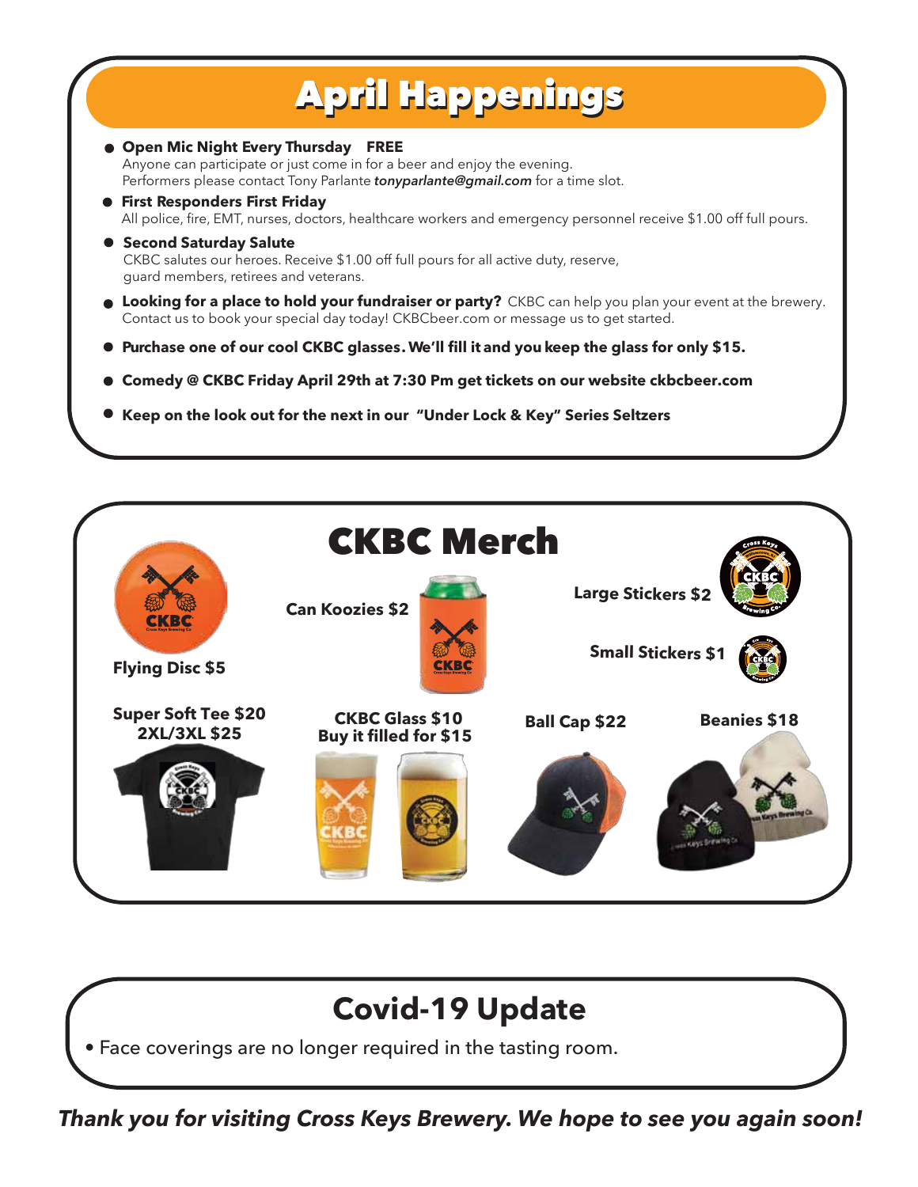# April Happenings

- **Open Mic Night Every Thursday FREE**
  Anyone can participate or just come in for a beer and enjoy the evening.
  Performers please contact Tony Parlante ***tonyparlante@gmail.com*** for a time slot.
- **First Responders First Friday**
  All police, fire, EMT, nurses, doctors, healthcare workers and emergency personnel receive $1.00 off full pours.
- **Second Saturday Salute**
  CKBC salutes our heroes. Receive $1.00 off full pours for all active duty, reserve, guard members, retirees and veterans.
- **Looking for a place to hold your fundraiser or party?** CKBC can help you plan your event at the brewery. Contact us to book your special day today! CKBCbeer.com or message us to get started.
- **Purchase one of our cool CKBC glasses. We'll fill it and you keep the glass for only $15.**
- **Comedy @ CKBC Friday April 29th at 7:30 Pm get tickets on our website ckbcbeer.com**
- **Keep on the look out for the next in our "Under Lock & Key" Series Seltzers**

# CKBC Merch

**Flying Disc $5**

**Can Koozies $2**

**Large Stickers $2**

**Small Stickers $1**

**Super Soft Tee $20**
**2XL/3XL $25**

**CKBC Glass $10**
**Buy it filled for $15**

**Ball Cap $22**

**Beanies $18**

# Covid-19 Update

- Face coverings are no longer required in the tasting room.

***Thank you for visiting Cross Keys Brewery. We hope to see you again soon!***